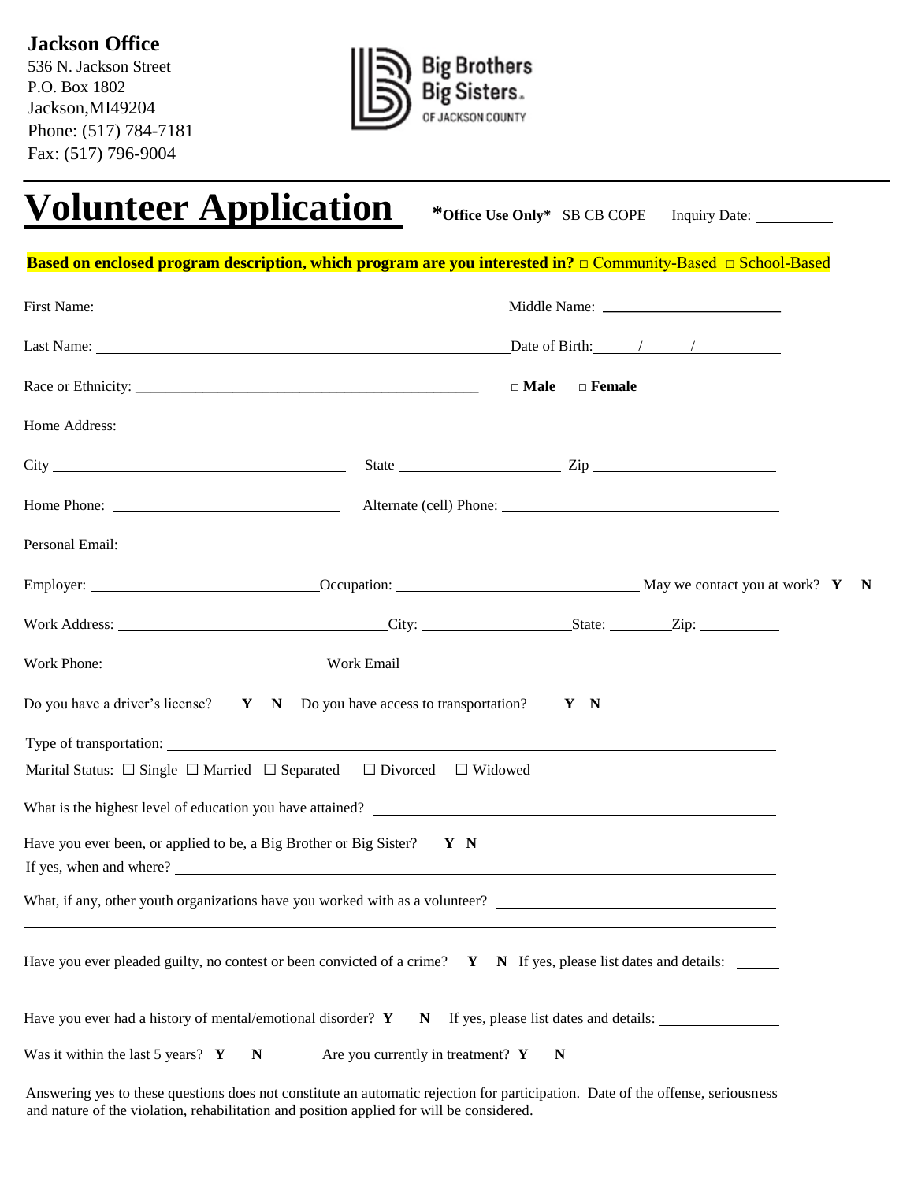**Jackson Office**
536 N. Jackson Street
P.O. Box 1802
Jackson,MI49204
Phone: (517) 784-7181
Fax: (517) 796-9004

Big Brothers Big Sisters. OF JACKSON COUNTY

# Volunteer Application

***Office Use Only*** SB CB COPE Inquiry Date: __________

**Based on enclosed program description, which program are you interested in?** □ Community-Based □ School-Based

First Name: ______________________ Middle Name: ______________________

Last Name: ______________________ Date of Birth: ____/____/________

Race or Ethnicity: ______________________ □ **Male** □ **Female**

Home Address: ______________________

City ______________________ State ______________ Zip ______________

Home Phone: ______________________ Alternate (cell) Phone: ______________________

Personal Email: ______________________

Employer: ______________ Occupation: ______________ May we contact you at work? **Y N**

Work Address: ______________ City: ______________ State: ________ Zip: __________

Work Phone: ______________ Work Email ______________________

Do you have a driver's license? **Y N** Do you have access to transportation? **Y N**

Type of transportation: ______________________

Marital Status: ☐ Single ☐ Married ☐ Separated ☐ Divorced ☐ Widowed

What is the highest level of education you have attained? ______________________

Have you ever been, or applied to be, a Big Brother or Big Sister? **Y N**
If yes, when and where? ______________________

What, if any, other youth organizations have you worked with as a volunteer? ______________________

Have you ever pleaded guilty, no contest or been convicted of a crime? **Y N** If yes, please list dates and details: ______

Have you ever had a history of mental/emotional disorder? **Y N** If yes, please list dates and details: ______________

Was it within the last 5 years? **Y N** Are you currently in treatment? **Y N**

Answering yes to these questions does not constitute an automatic rejection for participation. Date of the offense, seriousness and nature of the violation, rehabilitation and position applied for will be considered.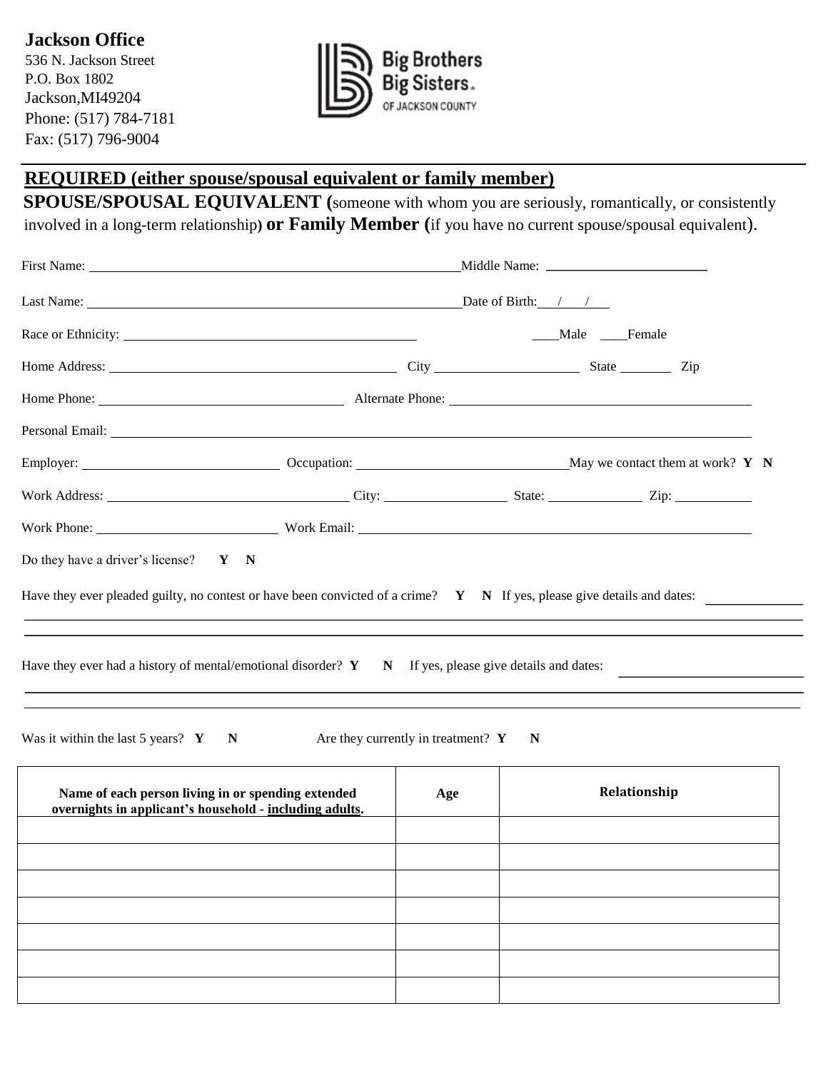**Jackson Office**
536 N. Jackson Street
P.O. Box 1802
Jackson,MI49204
Phone: (517) 784-7181
Fax: (517) 796-9004

Big Brothers Big Sisters. OF JACKSON COUNTY

## REQUIRED (either spouse/spousal equivalent or family member)

**SPOUSE/SPOUSAL EQUIVALENT (**someone with whom you are seriously, romantically, or consistently involved in a long-term relationship**) or Family Member (**if you have no current spouse/spousal equivalent).

First Name: ______________________________ Middle Name: ______________

Last Name: ______________________________ Date of Birth: ___/___/___

Race or Ethnicity: ______________________ ____Male ____Female

Home Address: ______________________ City ____________ State ______ Zip

Home Phone: ______________________ Alternate Phone: ______________________

Personal Email: ______________________________________________

Employer: ______________ Occupation: ______________ May we contact them at work? **Y N**

Work Address: ______________ City: __________ State: ________ Zip: ______

Work Phone: ______________ Work Email: ______________________

Do they have a driver's license? **Y N**

Have they ever pleaded guilty, no contest or have been convicted of a crime? **Y N** If yes, please give details and dates: ______________

________________________________________________________________

________________________________________________________________

Have they ever had a history of mental/emotional disorder? **Y N** If yes, please give details and dates: ______________

________________________________________________________________

________________________________________________________________

Was it within the last 5 years? **Y N** Are they currently in treatment? **Y N**

| Name of each person living in or spending extended overnights in applicant's household - including adults. | Age | Relationship |
|---|---|---|
| | | |
| | | |
| | | |
| | | |
| | | |
| | | |
| | | |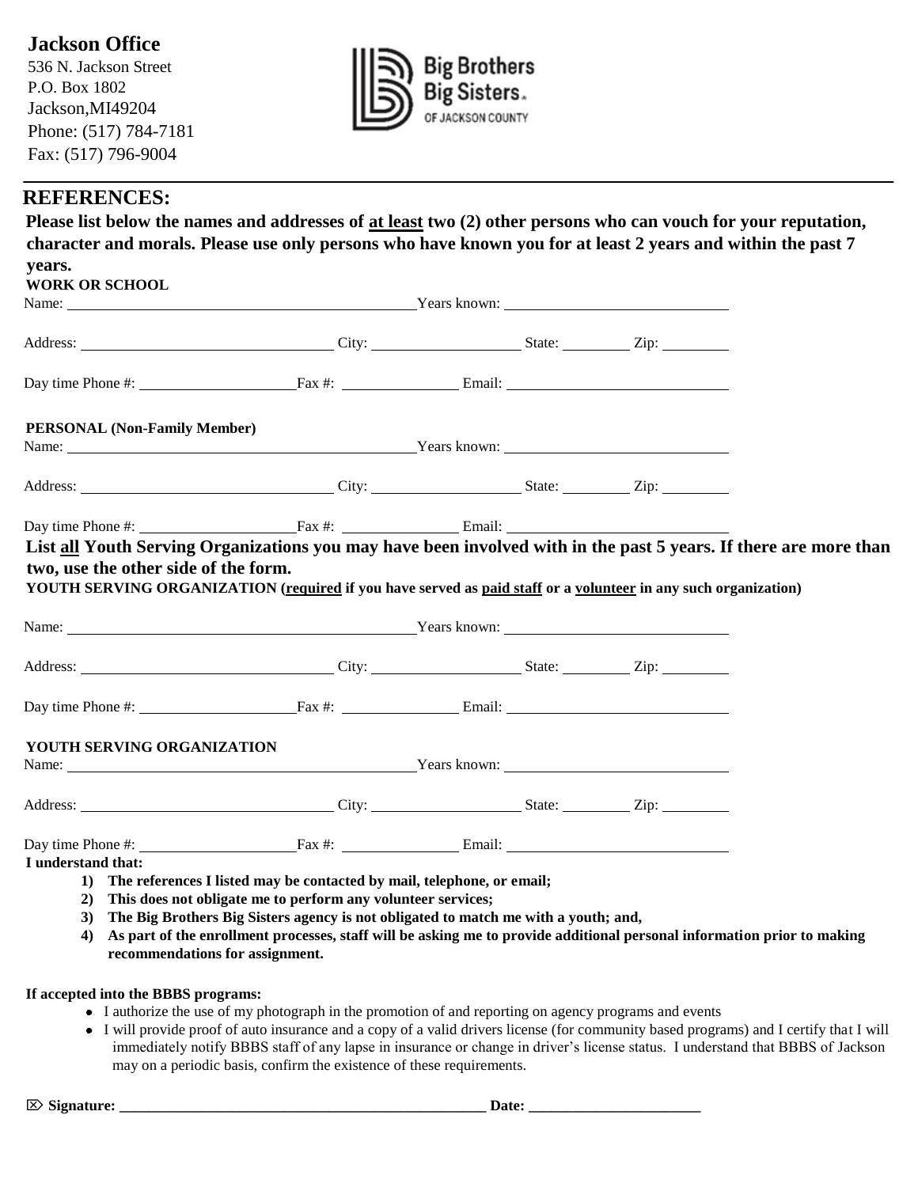**Jackson Office**
536 N. Jackson Street
P.O. Box 1802
Jackson,MI49204
Phone: (517) 784-7181
Fax: (517) 796-9004

Big Brothers Big Sisters. OF JACKSON COUNTY

---

## REFERENCES:

**Please list below the names and addresses of <u>at least</u> two (2) other persons who can vouch for your reputation, character and morals. Please use only persons who have known you for at least 2 years and within the past 7 years.**

**WORK OR SCHOOL**

Name: ______________________________ Years known: ____________________

Address: ______________________ City: ______________ State: ________ Zip: ________

Day time Phone #: ______________ Fax #: ____________ Email: ____________________

**PERSONAL (Non-Family Member)**

Name: ______________________________ Years known: ____________________

Address: ______________________ City: ______________ State: ________ Zip: ________

Day time Phone #: ______________ Fax #: ____________ Email: ____________________

**List <u>all</u> Youth Serving Organizations you may have been involved with in the past 5 years. If there are more than two, use the other side of the form.**

**YOUTH SERVING ORGANIZATION (<u>required</u> if you have served as <u>paid staff</u> or a <u>volunteer</u> in any such organization)**

Name: ______________________________ Years known: ____________________

Address: ______________________ City: ______________ State: ________ Zip: ________

Day time Phone #: ______________ Fax #: ____________ Email: ____________________

**YOUTH SERVING ORGANIZATION**

Name: ______________________________ Years known: ____________________

Address: ______________________ City: ______________ State: ________ Zip: ________

Day time Phone #: ______________ Fax #: ____________ Email: ____________________

**I understand that:**

1) **The references I listed may be contacted by mail, telephone, or email;**
2) **This does not obligate me to perform any volunteer services;**
3) **The Big Brothers Big Sisters agency is not obligated to match me with a youth; and,**
4) **As part of the enrollment processes, staff will be asking me to provide additional personal information prior to making recommendations for assignment.**

**If accepted into the BBBS programs:**

- I authorize the use of my photograph in the promotion of and reporting on agency programs and events
- I will provide proof of auto insurance and a copy of a valid drivers license (for community based programs) and I certify that I will immediately notify BBBS staff of any lapse in insurance or change in driver's license status. I understand that BBBS of Jackson may on a periodic basis, confirm the existence of these requirements.

⌦ **Signature: ________________________________________ Date: ____________________**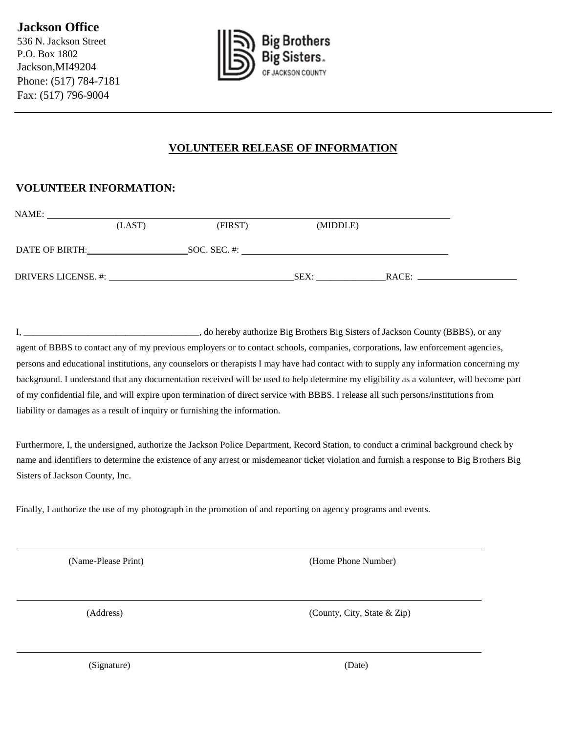**Jackson Office**
536 N. Jackson Street
P.O. Box 1802
Jackson,MI49204
Phone: (517) 784-7181
Fax: (517) 796-9004

Big Brothers Big Sisters. OF JACKSON COUNTY

---

## VOLUNTEER RELEASE OF INFORMATION

### VOLUNTEER INFORMATION:

NAME: ________________________________________________________________
(LAST) (FIRST) (MIDDLE)

DATE OF BIRTH: ____________________ SOC. SEC. #: ________________________________________

DRIVERS LICENSE. #: ______________________________________ SEX: _______________ RACE: ____________________

I, ______________________________________, do hereby authorize Big Brothers Big Sisters of Jackson County (BBBS), or any agent of BBBS to contact any of my previous employers or to contact schools, companies, corporations, law enforcement agencies, persons and educational institutions, any counselors or therapists I may have had contact with to supply any information concerning my background. I understand that any documentation received will be used to help determine my eligibility as a volunteer, will become part of my confidential file, and will expire upon termination of direct service with BBBS. I release all such persons/institutions from liability or damages as a result of inquiry or furnishing the information.

Furthermore, I, the undersigned, authorize the Jackson Police Department, Record Station, to conduct a criminal background check by name and identifiers to determine the existence of any arrest or misdemeanor ticket violation and furnish a response to Big Brothers Big Sisters of Jackson County, Inc.

Finally, I authorize the use of my photograph in the promotion of and reporting on agency programs and events.

______________________________________________________________________
(Name-Please Print) (Home Phone Number)

______________________________________________________________________
(Address) (County, City, State & Zip)

______________________________________________________________________
(Signature) (Date)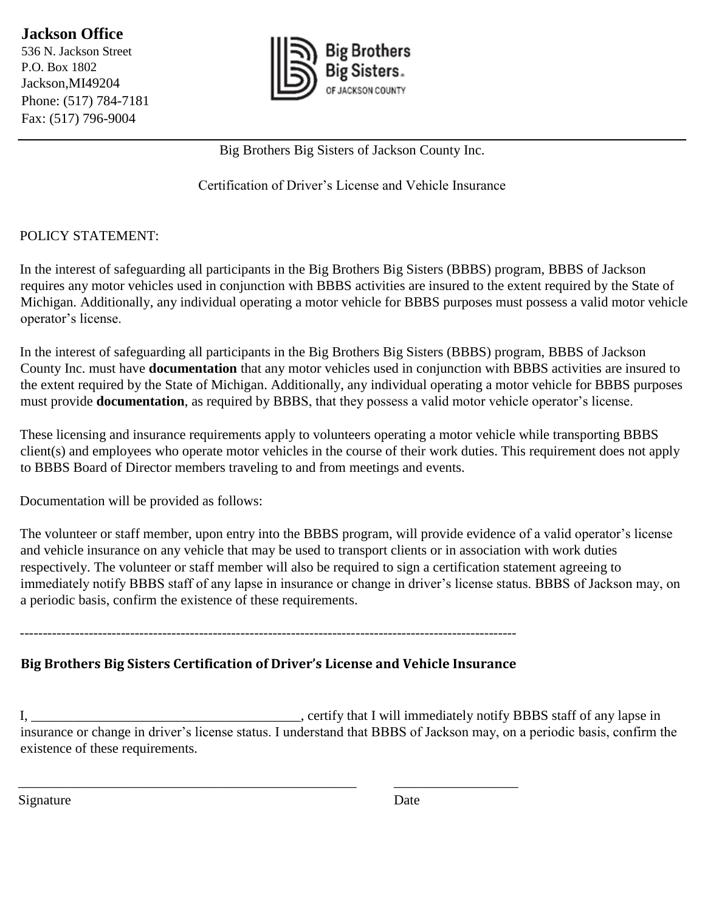**Jackson Office**
536 N. Jackson Street
P.O. Box 1802
Jackson,MI49204
Phone: (517) 784-7181
Fax: (517) 796-9004

Big Brothers Big Sisters. OF JACKSON COUNTY

---

Big Brothers Big Sisters of Jackson County Inc.

Certification of Driver's License and Vehicle Insurance

POLICY STATEMENT:

In the interest of safeguarding all participants in the Big Brothers Big Sisters (BBBS) program, BBBS of Jackson requires any motor vehicles used in conjunction with BBBS activities are insured to the extent required by the State of Michigan. Additionally, any individual operating a motor vehicle for BBBS purposes must possess a valid motor vehicle operator's license.

In the interest of safeguarding all participants in the Big Brothers Big Sisters (BBBS) program, BBBS of Jackson County Inc. must have **documentation** that any motor vehicles used in conjunction with BBBS activities are insured to the extent required by the State of Michigan. Additionally, any individual operating a motor vehicle for BBBS purposes must provide **documentation**, as required by BBBS, that they possess a valid motor vehicle operator's license.

These licensing and insurance requirements apply to volunteers operating a motor vehicle while transporting BBBS client(s) and employees who operate motor vehicles in the course of their work duties. This requirement does not apply to BBBS Board of Director members traveling to and from meetings and events.

Documentation will be provided as follows:

The volunteer or staff member, upon entry into the BBBS program, will provide evidence of a valid operator's license and vehicle insurance on any vehicle that may be used to transport clients or in association with work duties respectively. The volunteer or staff member will also be required to sign a certification statement agreeing to immediately notify BBBS staff of any lapse in insurance or change in driver's license status. BBBS of Jackson may, on a periodic basis, confirm the existence of these requirements.

------------------------------------------------------------------------------------------------------------

**Big Brothers Big Sisters Certification of Driver's License and Vehicle Insurance**

I, ______________________________________, certify that I will immediately notify BBBS staff of any lapse in insurance or change in driver's license status. I understand that BBBS of Jackson may, on a periodic basis, confirm the existence of these requirements.

___________________________________________________ __________________

Signature Date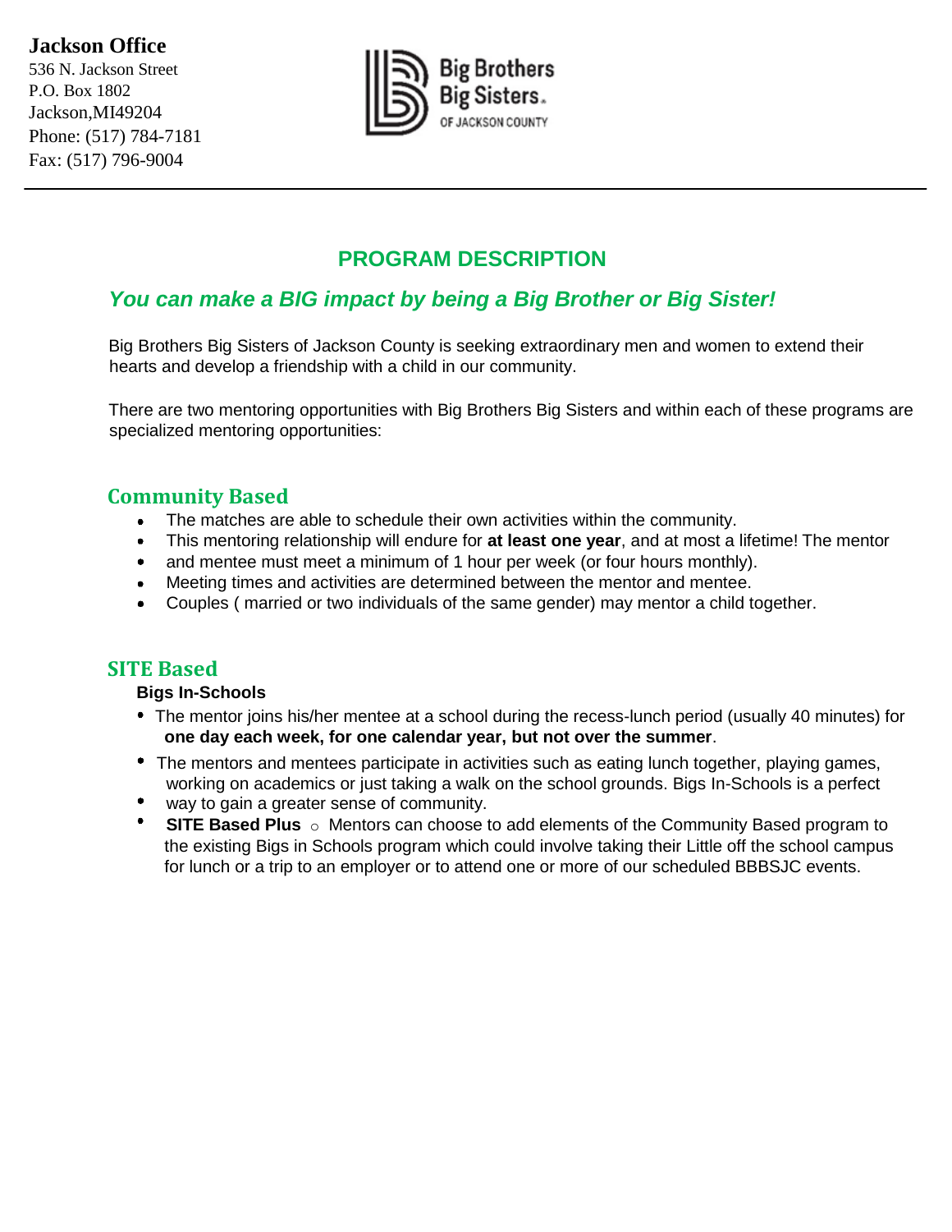**Jackson Office**
536 N. Jackson Street
P.O. Box 1802
Jackson,MI49204
Phone: (517) 784-7181
Fax: (517) 796-9004

Big Brothers Big Sisters OF JACKSON COUNTY

---

## PROGRAM DESCRIPTION

### *You can make a BIG impact by being a Big Brother or Big Sister!*

Big Brothers Big Sisters of Jackson County is seeking extraordinary men and women to extend their hearts and develop a friendship with a child in our community.

There are two mentoring opportunities with Big Brothers Big Sisters and within each of these programs are specialized mentoring opportunities:

### Community Based

- The matches are able to schedule their own activities within the community.
- This mentoring relationship will endure for **at least one year**, and at most a lifetime! The mentor
- and mentee must meet a minimum of 1 hour per week (or four hours monthly).
- Meeting times and activities are determined between the mentor and mentee.
- Couples ( married or two individuals of the same gender) may mentor a child together.

### SITE Based

**Bigs In-Schools**

- The mentor joins his/her mentee at a school during the recess-lunch period (usually 40 minutes) for **one day each week, for one calendar year, but not over the summer**.
- The mentors and mentees participate in activities such as eating lunch together, playing games, working on academics or just taking a walk on the school grounds. Bigs In-Schools is a perfect
- way to gain a greater sense of community.
- **SITE Based Plus** ○ Mentors can choose to add elements of the Community Based program to the existing Bigs in Schools program which could involve taking their Little off the school campus for lunch or a trip to an employer or to attend one or more of our scheduled BBBSJC events.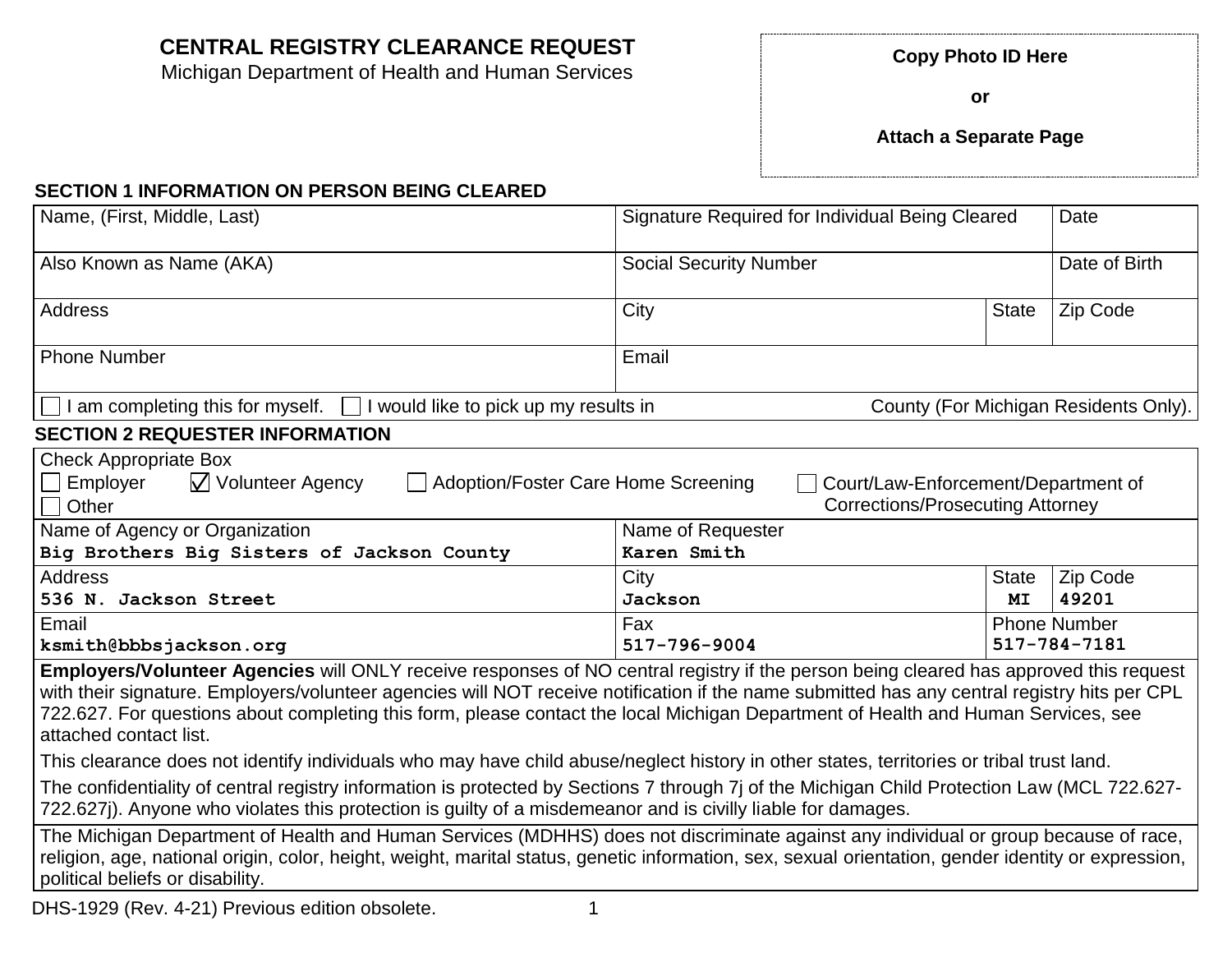# CENTRAL REGISTRY CLEARANCE REQUEST

Michigan Department of Health and Human Services

**Copy Photo ID Here**

**or**

**Attach a Separate Page**

## SECTION 1 INFORMATION ON PERSON BEING CLEARED

| Name, (First, Middle, Last) | Signature Required for Individual Being Cleared | | Date |
|---|---|---|---|
| Also Known as Name (AKA) | Social Security Number | | Date of Birth |
| Address | City | State | Zip Code |
| Phone Number | Email | | |

☐ I am completing this for myself. ☐ I would like to pick up my results in County (For Michigan Residents Only).

## SECTION 2 REQUESTER INFORMATION

Check Appropriate Box

☐ Employer ☑ Volunteer Agency ☐ Adoption/Foster Care Home Screening ☐ Court/Law-Enforcement/Department of Corrections/Prosecuting Attorney ☐ Other

| Name of Agency or Organization | Name of Requester | | |
|---|---|---|---|
| Big Brothers Big Sisters of Jackson County | Karen Smith | | |
| **Address** | **City** | **State** | **Zip Code** |
| 536 N. Jackson Street | Jackson | MI | 49201 |
| **Email** | **Fax** | **Phone Number** | |
| ksmith@bbbsjackson.org | 517-796-9004 | 517-784-7181 | |

**Employers/Volunteer Agencies** will ONLY receive responses of NO central registry if the person being cleared has approved this request with their signature. Employers/volunteer agencies will NOT receive notification if the name submitted has any central registry hits per CPL 722.627. For questions about completing this form, please contact the local Michigan Department of Health and Human Services, see attached contact list.

This clearance does not identify individuals who may have child abuse/neglect history in other states, territories or tribal trust land.

The confidentiality of central registry information is protected by Sections 7 through 7j of the Michigan Child Protection Law (MCL 722.627-722.627j). Anyone who violates this protection is guilty of a misdemeanor and is civilly liable for damages.

The Michigan Department of Health and Human Services (MDHHS) does not discriminate against any individual or group because of race, religion, age, national origin, color, height, weight, marital status, genetic information, sex, sexual orientation, gender identity or expression, political beliefs or disability.

DHS-1929 (Rev. 4-21) Previous edition obsolete.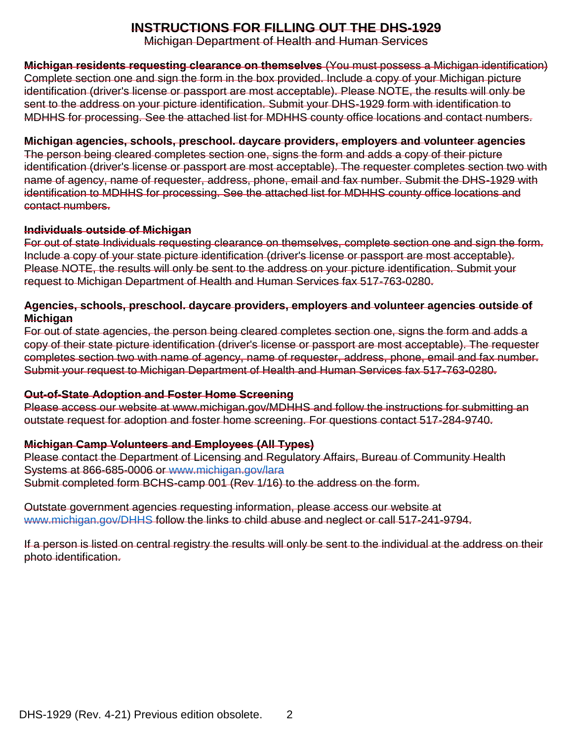# INSTRUCTIONS FOR FILLING OUT THE DHS-1929

Michigan Department of Health and Human Services

**Michigan residents requesting clearance on themselves** (You must possess a Michigan identification) Complete section one and sign the form in the box provided. Include a copy of your Michigan picture identification (driver's license or passport are most acceptable). Please NOTE, the results will only be sent to the address on your picture identification. Submit your DHS-1929 form with identification to MDHHS for processing. See the attached list for MDHHS county office locations and contact numbers.

**Michigan agencies, schools, preschool. daycare providers, employers and volunteer agencies**
The person being cleared completes section one, signs the form and adds a copy of their picture identification (driver's license or passport are most acceptable). The requester completes section two with name of agency, name of requester, address, phone, email and fax number. Submit the DHS-1929 with identification to MDHHS for processing. See the attached list for MDHHS county office locations and contact numbers.

**Individuals outside of Michigan**
For out of state Individuals requesting clearance on themselves, complete section one and sign the form. Include a copy of your state picture identification (driver's license or passport are most acceptable). Please NOTE, the results will only be sent to the address on your picture identification. Submit your request to Michigan Department of Health and Human Services fax 517-763-0280.

**Agencies, schools, preschool. daycare providers, employers and volunteer agencies outside of Michigan**
For out of state agencies, the person being cleared completes section one, signs the form and adds a copy of their state picture identification (driver's license or passport are most acceptable). The requester completes section two with name of agency, name of requester, address, phone, email and fax number. Submit your request to Michigan Department of Health and Human Services fax 517-763-0280.

**Out-of-State Adoption and Foster Home Screening**
Please access our website at www.michigan.gov/MDHHS and follow the instructions for submitting an outstate request for adoption and foster home screening. For questions contact 517-284-9740.

**Michigan Camp Volunteers and Employees (All Types)**
Please contact the Department of Licensing and Regulatory Affairs, Bureau of Community Health Systems at 866-685-0006 or www.michigan.gov/lara
Submit completed form BCHS-camp 001 (Rev 1/16) to the address on the form.

Outstate government agencies requesting information, please access our website at www.michigan.gov/DHHS follow the links to child abuse and neglect or call 517-241-9794.

If a person is listed on central registry the results will only be sent to the individual at the address on their photo identification.

DHS-1929 (Rev. 4-21) Previous edition obsolete.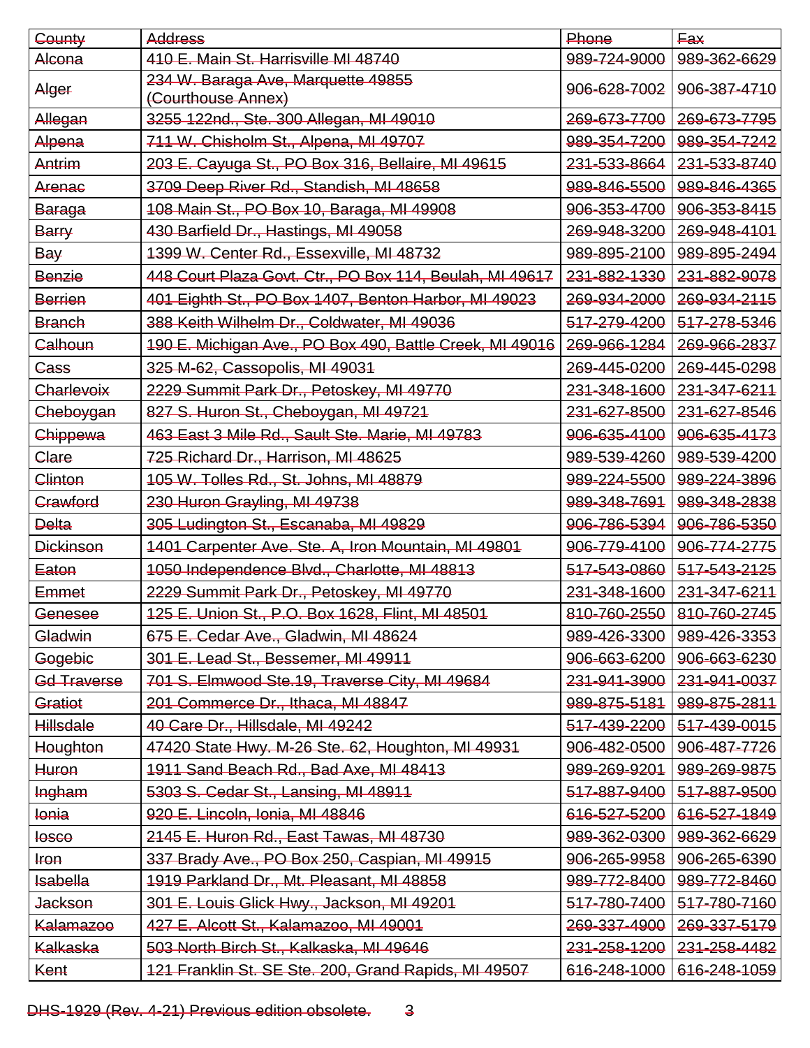| ~~County~~ | ~~Address~~ | ~~Phone~~ | ~~Fax~~ |
|---|---|---|---|
| ~~Alcona~~ | ~~410 E. Main St. Harrisville MI 48740~~ | ~~989-724-9000~~ | ~~989-362-6629~~ |
| ~~Alger~~ | ~~234 W. Baraga Ave, Marquette 49855 (Courthouse Annex)~~ | ~~906-628-7002~~ | ~~906-387-4710~~ |
| ~~Allegan~~ | ~~3255 122nd., Ste. 300 Allegan, MI 49010~~ | ~~269-673-7700~~ | ~~269-673-7795~~ |
| ~~Alpena~~ | ~~711 W. Chisholm St., Alpena, MI 49707~~ | ~~989-354-7200~~ | ~~989-354-7242~~ |
| ~~Antrim~~ | ~~203 E. Cayuga St., PO Box 316, Bellaire, MI 49615~~ | ~~231-533-8664~~ | ~~231-533-8740~~ |
| ~~Arenac~~ | ~~3709 Deep River Rd., Standish, MI 48658~~ | ~~989-846-5500~~ | ~~989-846-4365~~ |
| ~~Baraga~~ | ~~108 Main St., PO Box 10, Baraga, MI 49908~~ | ~~906-353-4700~~ | ~~906-353-8415~~ |
| ~~Barry~~ | ~~430 Barfield Dr., Hastings, MI 49058~~ | ~~269-948-3200~~ | ~~269-948-4101~~ |
| ~~Bay~~ | ~~1399 W. Center Rd., Essexville, MI 48732~~ | ~~989-895-2100~~ | ~~989-895-2494~~ |
| ~~Benzie~~ | ~~448 Court Plaza Govt. Ctr., PO Box 114, Beulah, MI 49617~~ | ~~231-882-1330~~ | ~~231-882-9078~~ |
| ~~Berrien~~ | ~~401 Eighth St., PO Box 1407, Benton Harbor, MI 49023~~ | ~~269-934-2000~~ | ~~269-934-2115~~ |
| ~~Branch~~ | ~~388 Keith Wilhelm Dr., Coldwater, MI 49036~~ | ~~517-279-4200~~ | ~~517-278-5346~~ |
| ~~Calhoun~~ | ~~190 E. Michigan Ave., PO Box 490, Battle Creek, MI 49016~~ | ~~269-966-1284~~ | ~~269-966-2837~~ |
| ~~Cass~~ | ~~325 M-62, Cassopolis, MI 49031~~ | ~~269-445-0200~~ | ~~269-445-0298~~ |
| ~~Charlevoix~~ | ~~2229 Summit Park Dr., Petoskey, MI 49770~~ | ~~231-348-1600~~ | ~~231-347-6211~~ |
| ~~Cheboygan~~ | ~~827 S. Huron St., Cheboygan, MI 49721~~ | ~~231-627-8500~~ | ~~231-627-8546~~ |
| ~~Chippewa~~ | ~~463 East 3 Mile Rd., Sault Ste. Marie, MI 49783~~ | ~~906-635-4100~~ | ~~906-635-4173~~ |
| ~~Clare~~ | ~~725 Richard Dr., Harrison, MI 48625~~ | ~~989-539-4260~~ | ~~989-539-4200~~ |
| ~~Clinton~~ | ~~105 W. Tolles Rd., St. Johns, MI 48879~~ | ~~989-224-5500~~ | ~~989-224-3896~~ |
| ~~Crawford~~ | ~~230 Huron Grayling, MI 49738~~ | ~~989-348-7691~~ | ~~989-348-2838~~ |
| ~~Delta~~ | ~~305 Ludington St., Escanaba, MI 49829~~ | ~~906-786-5394~~ | ~~906-786-5350~~ |
| ~~Dickinson~~ | ~~1401 Carpenter Ave. Ste. A, Iron Mountain, MI 49801~~ | ~~906-779-4100~~ | ~~906-774-2775~~ |
| ~~Eaton~~ | ~~1050 Independence Blvd., Charlotte, MI 48813~~ | ~~517-543-0860~~ | ~~517-543-2125~~ |
| ~~Emmet~~ | ~~2229 Summit Park Dr., Petoskey, MI 49770~~ | ~~231-348-1600~~ | ~~231-347-6211~~ |
| ~~Genesee~~ | ~~125 E. Union St., P.O. Box 1628, Flint, MI 48501~~ | ~~810-760-2550~~ | ~~810-760-2745~~ |
| ~~Gladwin~~ | ~~675 E. Cedar Ave., Gladwin, MI 48624~~ | ~~989-426-3300~~ | ~~989-426-3353~~ |
| ~~Gogebic~~ | ~~301 E. Lead St., Bessemer, MI 49911~~ | ~~906-663-6200~~ | ~~906-663-6230~~ |
| ~~Gd Traverse~~ | ~~701 S. Elmwood Ste.19, Traverse City, MI 49684~~ | ~~231-941-3900~~ | ~~231-941-0037~~ |
| ~~Gratiot~~ | ~~201 Commerce Dr., Ithaca, MI 48847~~ | ~~989-875-5181~~ | ~~989-875-2811~~ |
| ~~Hillsdale~~ | ~~40 Care Dr., Hillsdale, MI 49242~~ | ~~517-439-2200~~ | ~~517-439-0015~~ |
| ~~Houghton~~ | ~~47420 State Hwy. M-26 Ste. 62, Houghton, MI 49931~~ | ~~906-482-0500~~ | ~~906-487-7726~~ |
| ~~Huron~~ | ~~1911 Sand Beach Rd., Bad Axe, MI 48413~~ | ~~989-269-9201~~ | ~~989-269-9875~~ |
| ~~Ingham~~ | ~~5303 S. Cedar St., Lansing, MI 48911~~ | ~~517-887-9400~~ | ~~517-887-9500~~ |
| ~~Ionia~~ | ~~920 E. Lincoln, Ionia, MI 48846~~ | ~~616-527-5200~~ | ~~616-527-1849~~ |
| ~~Iosco~~ | ~~2145 E. Huron Rd., East Tawas, MI 48730~~ | ~~989-362-0300~~ | ~~989-362-6629~~ |
| ~~Iron~~ | ~~337 Brady Ave., PO Box 250, Caspian, MI 49915~~ | ~~906-265-9958~~ | ~~906-265-6390~~ |
| ~~Isabella~~ | ~~1919 Parkland Dr., Mt. Pleasant, MI 48858~~ | ~~989-772-8400~~ | ~~989-772-8460~~ |
| ~~Jackson~~ | ~~301 E. Louis Glick Hwy., Jackson, MI 49201~~ | ~~517-780-7400~~ | ~~517-780-7160~~ |
| ~~Kalamazoo~~ | ~~427 E. Alcott St., Kalamazoo, MI 49001~~ | ~~269-337-4900~~ | ~~269-337-5179~~ |
| ~~Kalkaska~~ | ~~503 North Birch St., Kalkaska, MI 49646~~ | ~~231-258-1200~~ | ~~231-258-4482~~ |
| ~~Kent~~ | ~~121 Franklin St. SE Ste. 200, Grand Rapids, MI 49507~~ | ~~616-248-1000~~ | ~~616-248-1059~~ |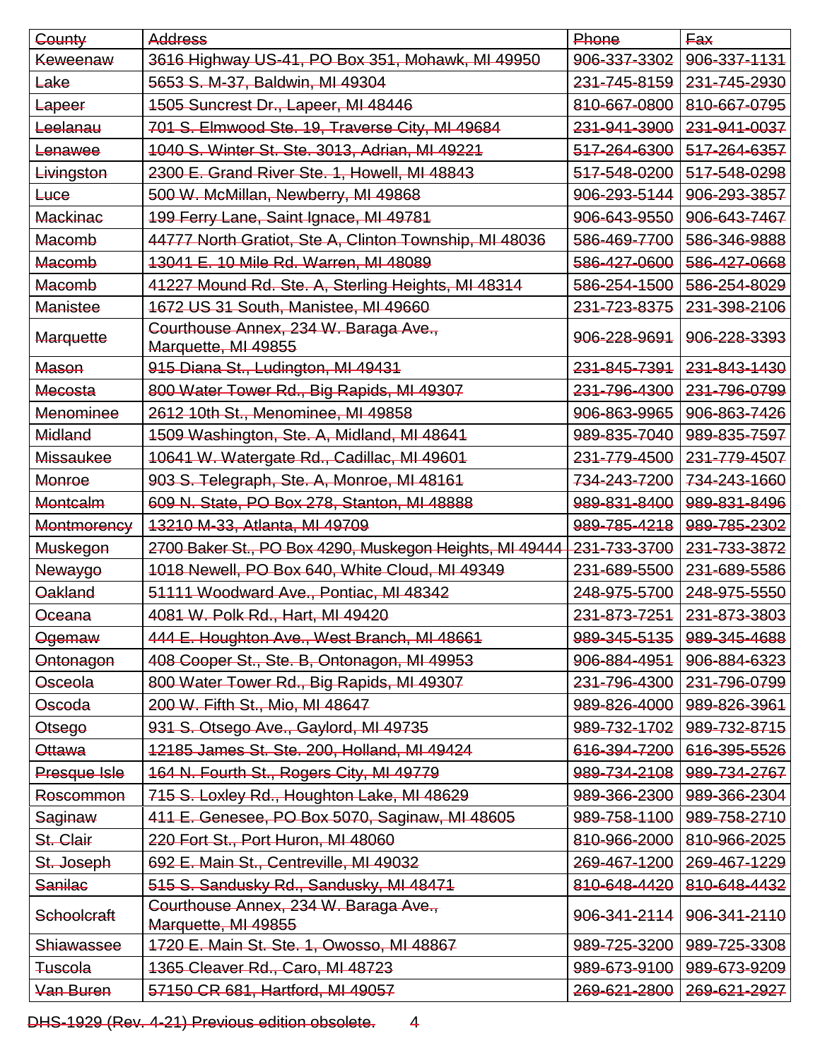| County | Address | Phone | Fax |
|---|---|---|---|
| Keweenaw | 3616 Highway US-41, PO Box 351, Mohawk, MI 49950 | 906-337-3302 | 906-337-1131 |
| Lake | 5653 S. M-37, Baldwin, MI 49304 | 231-745-8159 | 231-745-2930 |
| Lapeer | 1505 Suncrest Dr., Lapeer, MI 48446 | 810-667-0800 | 810-667-0795 |
| Leelanau | 701 S. Elmwood Ste. 19, Traverse City, MI 49684 | 231-941-3900 | 231-941-0037 |
| Lenawee | 1040 S. Winter St. Ste. 3013, Adrian, MI 49221 | 517-264-6300 | 517-264-6357 |
| Livingston | 2300 E. Grand River Ste. 1, Howell, MI 48843 | 517-548-0200 | 517-548-0298 |
| Luce | 500 W. McMillan, Newberry, MI 49868 | 906-293-5144 | 906-293-3857 |
| Mackinac | 199 Ferry Lane, Saint Ignace, MI 49781 | 906-643-9550 | 906-643-7467 |
| Macomb | 44777 North Gratiot, Ste A, Clinton Township, MI 48036 | 586-469-7700 | 586-346-9888 |
| Macomb | 13041 E. 10 Mile Rd. Warren, MI 48089 | 586-427-0600 | 586-427-0668 |
| Macomb | 41227 Mound Rd. Ste. A, Sterling Heights, MI 48314 | 586-254-1500 | 586-254-8029 |
| Manistee | 1672 US 31 South, Manistee, MI 49660 | 231-723-8375 | 231-398-2106 |
| Marquette | Courthouse Annex, 234 W. Baraga Ave., Marquette, MI 49855 | 906-228-9691 | 906-228-3393 |
| Mason | 915 Diana St., Ludington, MI 49431 | 231-845-7391 | 231-843-1430 |
| Mecosta | 800 Water Tower Rd., Big Rapids, MI 49307 | 231-796-4300 | 231-796-0799 |
| Menominee | 2612 10th St., Menominee, MI 49858 | 906-863-9965 | 906-863-7426 |
| Midland | 1509 Washington, Ste. A, Midland, MI 48641 | 989-835-7040 | 989-835-7597 |
| Missaukee | 10641 W. Watergate Rd., Cadillac, MI 49601 | 231-779-4500 | 231-779-4507 |
| Monroe | 903 S. Telegraph, Ste. A, Monroe, MI 48161 | 734-243-7200 | 734-243-1660 |
| Montcalm | 609 N. State, PO Box 278, Stanton, MI 48888 | 989-831-8400 | 989-831-8496 |
| Montmorency | 13210 M-33, Atlanta, MI 49709 | 989-785-4218 | 989-785-2302 |
| Muskegon | 2700 Baker St., PO Box 4290, Muskegon Heights, MI 49444 | 231-733-3700 | 231-733-3872 |
| Newaygo | 1018 Newell, PO Box 640, White Cloud, MI 49349 | 231-689-5500 | 231-689-5586 |
| Oakland | 51111 Woodward Ave., Pontiac, MI 48342 | 248-975-5700 | 248-975-5550 |
| Oceana | 4081 W. Polk Rd., Hart, MI 49420 | 231-873-7251 | 231-873-3803 |
| Ogemaw | 444 E. Houghton Ave., West Branch, MI 48661 | 989-345-5135 | 989-345-4688 |
| Ontonagon | 408 Cooper St., Ste. B, Ontonagon, MI 49953 | 906-884-4951 | 906-884-6323 |
| Osceola | 800 Water Tower Rd., Big Rapids, MI 49307 | 231-796-4300 | 231-796-0799 |
| Oscoda | 200 W. Fifth St., Mio, MI 48647 | 989-826-4000 | 989-826-3961 |
| Otsego | 931 S. Otsego Ave., Gaylord, MI 49735 | 989-732-1702 | 989-732-8715 |
| Ottawa | 12185 James St. Ste. 200, Holland, MI 49424 | 616-394-7200 | 616-395-5526 |
| Presque Isle | 164 N. Fourth St., Rogers City, MI 49779 | 989-734-2108 | 989-734-2767 |
| Roscommon | 715 S. Loxley Rd., Houghton Lake, MI 48629 | 989-366-2300 | 989-366-2304 |
| Saginaw | 411 E. Genesee, PO Box 5070, Saginaw, MI 48605 | 989-758-1100 | 989-758-2710 |
| St. Clair | 220 Fort St., Port Huron, MI 48060 | 810-966-2000 | 810-966-2025 |
| St. Joseph | 692 E. Main St., Centreville, MI 49032 | 269-467-1200 | 269-467-1229 |
| Sanilac | 515 S. Sandusky Rd., Sandusky, MI 48471 | 810-648-4420 | 810-648-4432 |
| Schoolcraft | Courthouse Annex, 234 W. Baraga Ave., Marquette, MI 49855 | 906-341-2114 | 906-341-2110 |
| Shiawassee | 1720 E. Main St. Ste. 1, Owosso, MI 48867 | 989-725-3200 | 989-725-3308 |
| Tuscola | 1365 Cleaver Rd., Caro, MI 48723 | 989-673-9100 | 989-673-9209 |
| Van Buren | 57150 CR 681, Hartford, MI 49057 | 269-621-2800 | 269-621-2927 |

DHS-1929 (Rev. 4-21) Previous edition obsolete.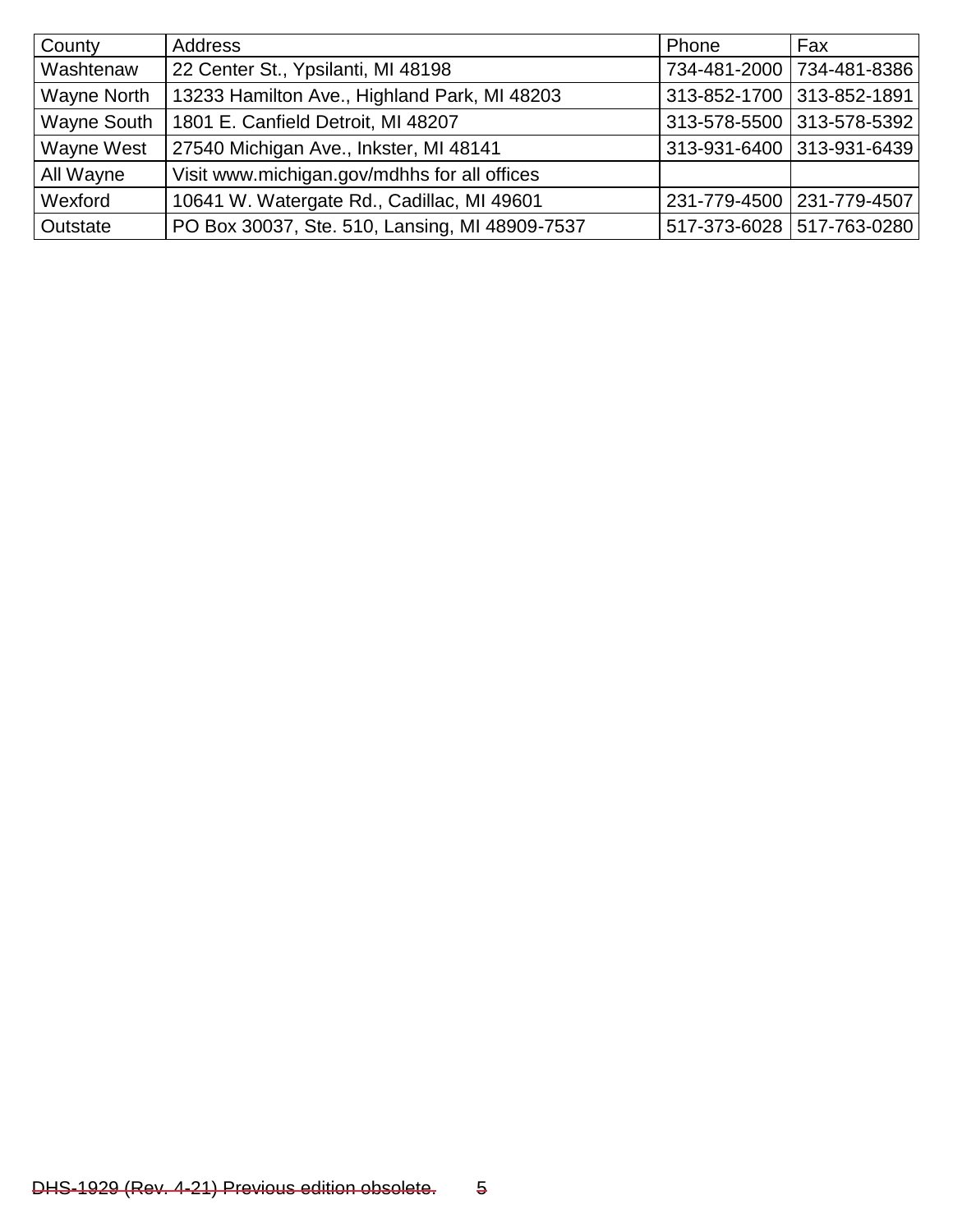| County | Address | Phone | Fax |
|---|---|---|---|
| Washtenaw | 22 Center St., Ypsilanti, MI 48198 | 734-481-2000 | 734-481-8386 |
| Wayne North | 13233 Hamilton Ave., Highland Park, MI 48203 | 313-852-1700 | 313-852-1891 |
| Wayne South | 1801 E. Canfield Detroit, MI 48207 | 313-578-5500 | 313-578-5392 |
| Wayne West | 27540 Michigan Ave., Inkster, MI 48141 | 313-931-6400 | 313-931-6439 |
| All Wayne | Visit www.michigan.gov/mdhhs for all offices | | |
| Wexford | 10641 W. Watergate Rd., Cadillac, MI 49601 | 231-779-4500 | 231-779-4507 |
| Outstate | PO Box 30037, Ste. 510, Lansing, MI 48909-7537 | 517-373-6028 | 517-763-0280 |